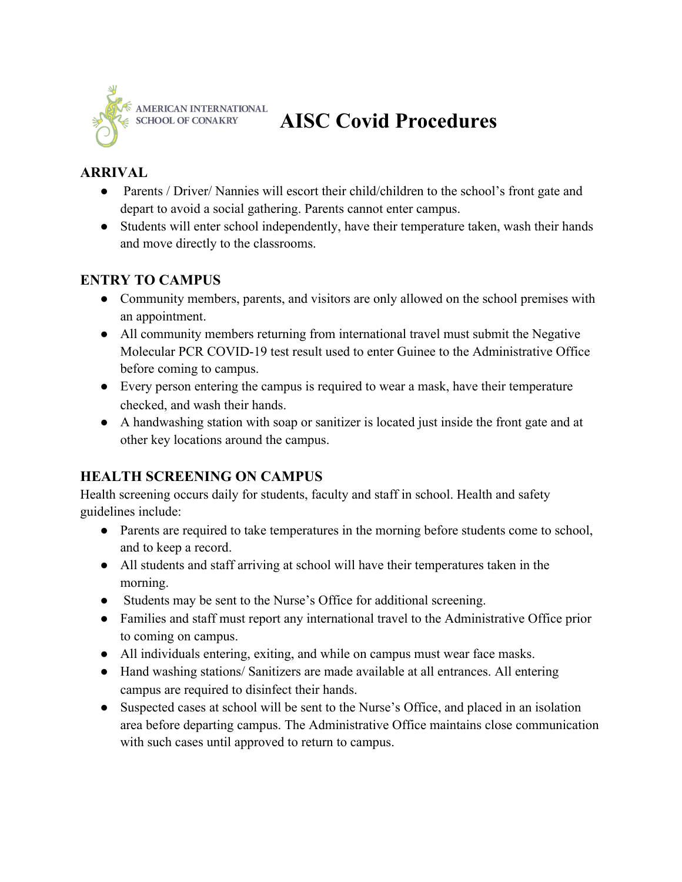AMERICAN INTERNATIONAL SCHOOL OF CONAKRY

# AISC Covid Procedures

## ARRIVAL

- Parents / Driver/ Nannies will escort their child/children to the school's front gate and depart to avoid a social gathering. Parents cannot enter campus.
- Students will enter school independently, have their temperature taken, wash their hands and move directly to the classrooms.

## ENTRY TO CAMPUS

- Community members, parents, and visitors are only allowed on the school premises with an appointment.
- All community members returning from international travel must submit the Negative Molecular PCR COVID-19 test result used to enter Guinee to the Administrative Office before coming to campus.
- Every person entering the campus is required to wear a mask, have their temperature checked, and wash their hands.
- A handwashing station with soap or sanitizer is located just inside the front gate and at other key locations around the campus.

## HEALTH SCREENING ON CAMPUS

Health screening occurs daily for students, faculty and staff in school. Health and safety guidelines include:

- Parents are required to take temperatures in the morning before students come to school, and to keep a record.
- All students and staff arriving at school will have their temperatures taken in the morning.
- Students may be sent to the Nurse's Office for additional screening.
- Families and staff must report any international travel to the Administrative Office prior to coming on campus.
- All individuals entering, exiting, and while on campus must wear face masks.
- Hand washing stations/ Sanitizers are made available at all entrances. All entering campus are required to disinfect their hands.
- Suspected cases at school will be sent to the Nurse's Office, and placed in an isolation area before departing campus. The Administrative Office maintains close communication with such cases until approved to return to campus.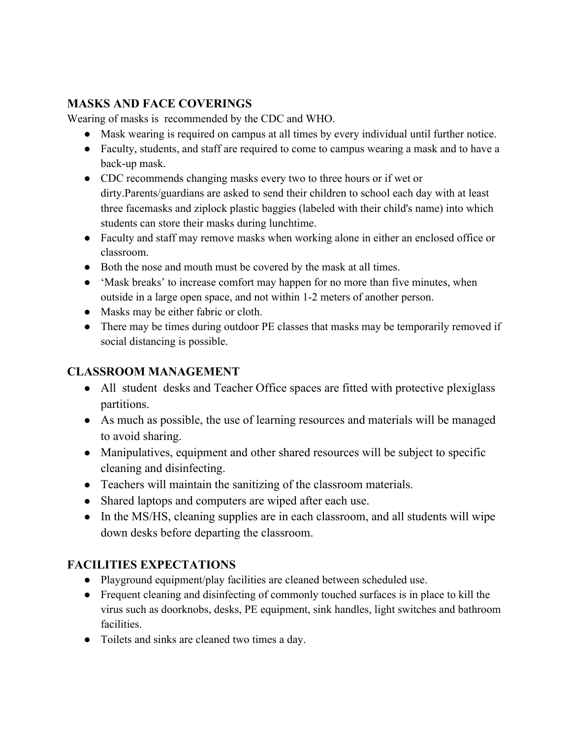## MASKS AND FACE COVERINGS

Wearing of masks is recommended by the CDC and WHO.

- Mask wearing is required on campus at all times by every individual until further notice.
- Faculty, students, and staff are required to come to campus wearing a mask and to have a back-up mask.
- CDC recommends changing masks every two to three hours or if wet or dirty.Parents/guardians are asked to send their children to school each day with at least three facemasks and ziplock plastic baggies (labeled with their child's name) into which students can store their masks during lunchtime.
- Faculty and staff may remove masks when working alone in either an enclosed office or classroom.
- Both the nose and mouth must be covered by the mask at all times.
- 'Mask breaks' to increase comfort may happen for no more than five minutes, when outside in a large open space, and not within 1-2 meters of another person.
- Masks may be either fabric or cloth.
- There may be times during outdoor PE classes that masks may be temporarily removed if social distancing is possible.

## CLASSROOM MANAGEMENT

- All student desks and Teacher Office spaces are fitted with protective plexiglass partitions.
- As much as possible, the use of learning resources and materials will be managed to avoid sharing.
- Manipulatives, equipment and other shared resources will be subject to specific cleaning and disinfecting.
- Teachers will maintain the sanitizing of the classroom materials.
- Shared laptops and computers are wiped after each use.
- In the MS/HS, cleaning supplies are in each classroom, and all students will wipe down desks before departing the classroom.

## FACILITIES EXPECTATIONS

- Playground equipment/play facilities are cleaned between scheduled use.
- Frequent cleaning and disinfecting of commonly touched surfaces is in place to kill the virus such as doorknobs, desks, PE equipment, sink handles, light switches and bathroom facilities.
- Toilets and sinks are cleaned two times a day.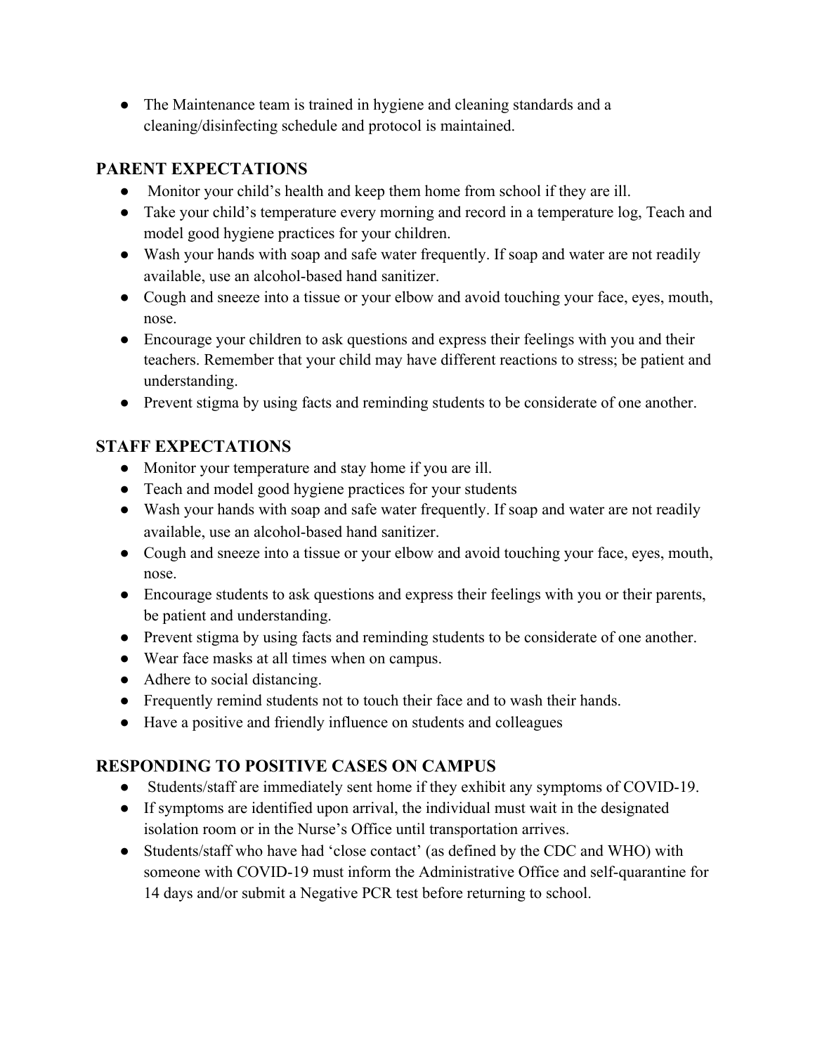- The Maintenance team is trained in hygiene and cleaning standards and a cleaning/disinfecting schedule and protocol is maintained.

## PARENT EXPECTATIONS

- Monitor your child's health and keep them home from school if they are ill.
- Take your child's temperature every morning and record in a temperature log, Teach and model good hygiene practices for your children.
- Wash your hands with soap and safe water frequently. If soap and water are not readily available, use an alcohol-based hand sanitizer.
- Cough and sneeze into a tissue or your elbow and avoid touching your face, eyes, mouth, nose.
- Encourage your children to ask questions and express their feelings with you and their teachers. Remember that your child may have different reactions to stress; be patient and understanding.
- Prevent stigma by using facts and reminding students to be considerate of one another.

## STAFF EXPECTATIONS

- Monitor your temperature and stay home if you are ill.
- Teach and model good hygiene practices for your students
- Wash your hands with soap and safe water frequently. If soap and water are not readily available, use an alcohol-based hand sanitizer.
- Cough and sneeze into a tissue or your elbow and avoid touching your face, eyes, mouth, nose.
- Encourage students to ask questions and express their feelings with you or their parents, be patient and understanding.
- Prevent stigma by using facts and reminding students to be considerate of one another.
- Wear face masks at all times when on campus.
- Adhere to social distancing.
- Frequently remind students not to touch their face and to wash their hands.
- Have a positive and friendly influence on students and colleagues

## RESPONDING TO POSITIVE CASES ON CAMPUS

- Students/staff are immediately sent home if they exhibit any symptoms of COVID-19.
- If symptoms are identified upon arrival, the individual must wait in the designated isolation room or in the Nurse's Office until transportation arrives.
- Students/staff who have had 'close contact' (as defined by the CDC and WHO) with someone with COVID-19 must inform the Administrative Office and self-quarantine for 14 days and/or submit a Negative PCR test before returning to school.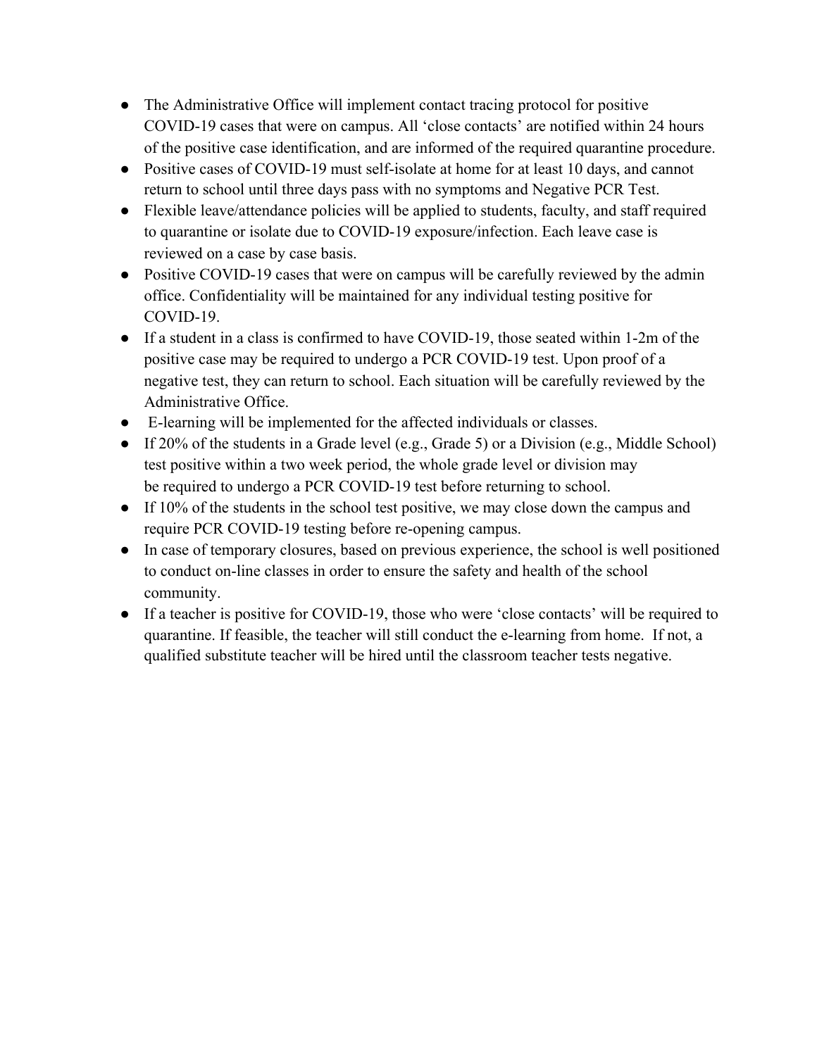- The Administrative Office will implement contact tracing protocol for positive COVID-19 cases that were on campus. All 'close contacts' are notified within 24 hours of the positive case identification, and are informed of the required quarantine procedure.
- Positive cases of COVID-19 must self-isolate at home for at least 10 days, and cannot return to school until three days pass with no symptoms and Negative PCR Test.
- Flexible leave/attendance policies will be applied to students, faculty, and staff required to quarantine or isolate due to COVID-19 exposure/infection. Each leave case is reviewed on a case by case basis.
- Positive COVID-19 cases that were on campus will be carefully reviewed by the admin office. Confidentiality will be maintained for any individual testing positive for COVID-19.
- If a student in a class is confirmed to have COVID-19, those seated within 1-2m of the positive case may be required to undergo a PCR COVID-19 test. Upon proof of a negative test, they can return to school. Each situation will be carefully reviewed by the Administrative Office.
- E-learning will be implemented for the affected individuals or classes.
- If 20% of the students in a Grade level (e.g., Grade 5) or a Division (e.g., Middle School) test positive within a two week period, the whole grade level or division may be required to undergo a PCR COVID-19 test before returning to school.
- If 10% of the students in the school test positive, we may close down the campus and require PCR COVID-19 testing before re-opening campus.
- In case of temporary closures, based on previous experience, the school is well positioned to conduct on-line classes in order to ensure the safety and health of the school community.
- If a teacher is positive for COVID-19, those who were 'close contacts' will be required to quarantine. If feasible, the teacher will still conduct the e-learning from home. If not, a qualified substitute teacher will be hired until the classroom teacher tests negative.